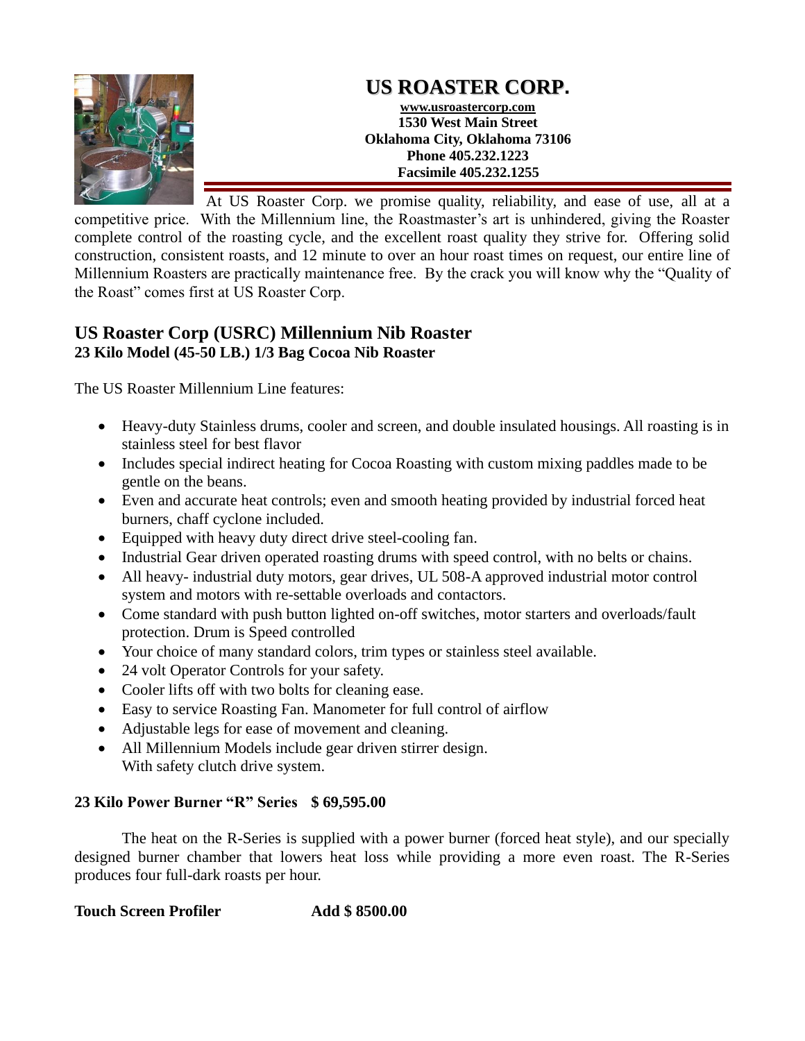# US ROASTER CORP.

**www.usroastercorp.com**
**1530 West Main Street**
**Oklahoma City, Oklahoma 73106**
**Phone 405.232.1223**
**Facsimile 405.232.1255**

At US Roaster Corp. we promise quality, reliability, and ease of use, all at a competitive price. With the Millennium line, the Roastmaster's art is unhindered, giving the Roaster complete control of the roasting cycle, and the excellent roast quality they strive for. Offering solid construction, consistent roasts, and 12 minute to over an hour roast times on request, our entire line of Millennium Roasters are practically maintenance free. By the crack you will know why the "Quality of the Roast" comes first at US Roaster Corp.

## US Roaster Corp (USRC) Millennium Nib Roaster
### 23 Kilo Model (45-50 LB.) 1/3 Bag Cocoa Nib Roaster

The US Roaster Millennium Line features:

- Heavy-duty Stainless drums, cooler and screen, and double insulated housings. All roasting is in stainless steel for best flavor
- Includes special indirect heating for Cocoa Roasting with custom mixing paddles made to be gentle on the beans.
- Even and accurate heat controls; even and smooth heating provided by industrial forced heat burners, chaff cyclone included.
- Equipped with heavy duty direct drive steel-cooling fan.
- Industrial Gear driven operated roasting drums with speed control, with no belts or chains.
- All heavy- industrial duty motors, gear drives, UL 508-A approved industrial motor control system and motors with re-settable overloads and contactors.
- Come standard with push button lighted on-off switches, motor starters and overloads/fault protection. Drum is Speed controlled
- Your choice of many standard colors, trim types or stainless steel available.
- 24 volt Operator Controls for your safety.
- Cooler lifts off with two bolts for cleaning ease.
- Easy to service Roasting Fan. Manometer for full control of airflow
- Adjustable legs for ease of movement and cleaning.
- All Millennium Models include gear driven stirrer design.
  With safety clutch drive system.

**23 Kilo Power Burner "R" Series $ 69,595.00**

The heat on the R-Series is supplied with a power burner (forced heat style), and our specially designed burner chamber that lowers heat loss while providing a more even roast. The R-Series produces four full-dark roasts per hour.

**Touch Screen Profiler Add $ 8500.00**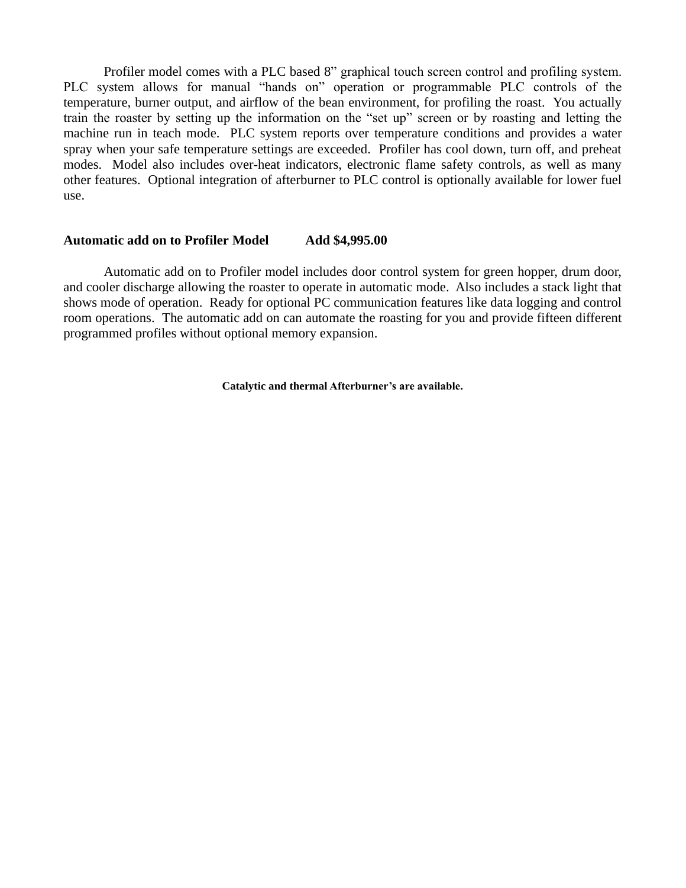Profiler model comes with a PLC based 8" graphical touch screen control and profiling system. PLC system allows for manual "hands on" operation or programmable PLC controls of the temperature, burner output, and airflow of the bean environment, for profiling the roast. You actually train the roaster by setting up the information on the "set up" screen or by roasting and letting the machine run in teach mode. PLC system reports over temperature conditions and provides a water spray when your safe temperature settings are exceeded. Profiler has cool down, turn off, and preheat modes. Model also includes over-heat indicators, electronic flame safety controls, as well as many other features. Optional integration of afterburner to PLC control is optionally available for lower fuel use.

**Automatic add on to Profiler Model Add $4,995.00**

Automatic add on to Profiler model includes door control system for green hopper, drum door, and cooler discharge allowing the roaster to operate in automatic mode. Also includes a stack light that shows mode of operation. Ready for optional PC communication features like data logging and control room operations. The automatic add on can automate the roasting for you and provide fifteen different programmed profiles without optional memory expansion.

**Catalytic and thermal Afterburner's are available.**